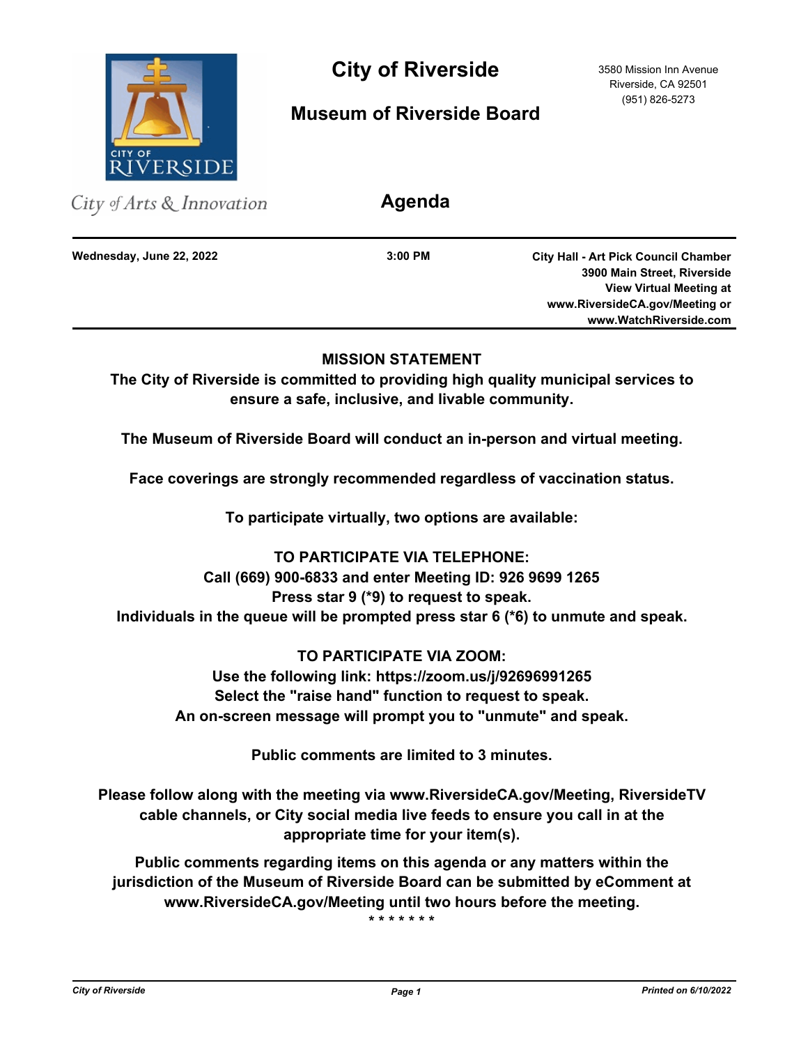# City of Riverside

3580 Mission Inn Avenue
Riverside, CA 92501
(951) 826-5273

## Museum of Riverside Board

City of Arts & Innovation

## Agenda

**Wednesday, June 22, 2022** | **3:00 PM** | **City Hall - Art Pick Council Chamber, 3900 Main Street, Riverside, View Virtual Meeting at www.RiversideCA.gov/Meeting or www.WatchRiverside.com**

---

**MISSION STATEMENT**

**The City of Riverside is committed to providing high quality municipal services to ensure a safe, inclusive, and livable community.**

**The Museum of Riverside Board will conduct an in-person and virtual meeting.**

**Face coverings are strongly recommended regardless of vaccination status.**

**To participate virtually, two options are available:**

**TO PARTICIPATE VIA TELEPHONE:**
**Call (669) 900-6833 and enter Meeting ID: 926 9699 1265**
**Press star 9 (*9) to request to speak.**
**Individuals in the queue will be prompted press star 6 (*6) to unmute and speak.**

**TO PARTICIPATE VIA ZOOM:**
**Use the following link: https://zoom.us/j/92696991265**
**Select the "raise hand" function to request to speak.**
**An on-screen message will prompt you to "unmute" and speak.**

**Public comments are limited to 3 minutes.**

**Please follow along with the meeting via www.RiversideCA.gov/Meeting, RiversideTV cable channels, or City social media live feeds to ensure you call in at the appropriate time for your item(s).**

**Public comments regarding items on this agenda or any matters within the jurisdiction of the Museum of Riverside Board can be submitted by eComment at www.RiversideCA.gov/Meeting until two hours before the meeting.**

\* \* \* \* \* \* \*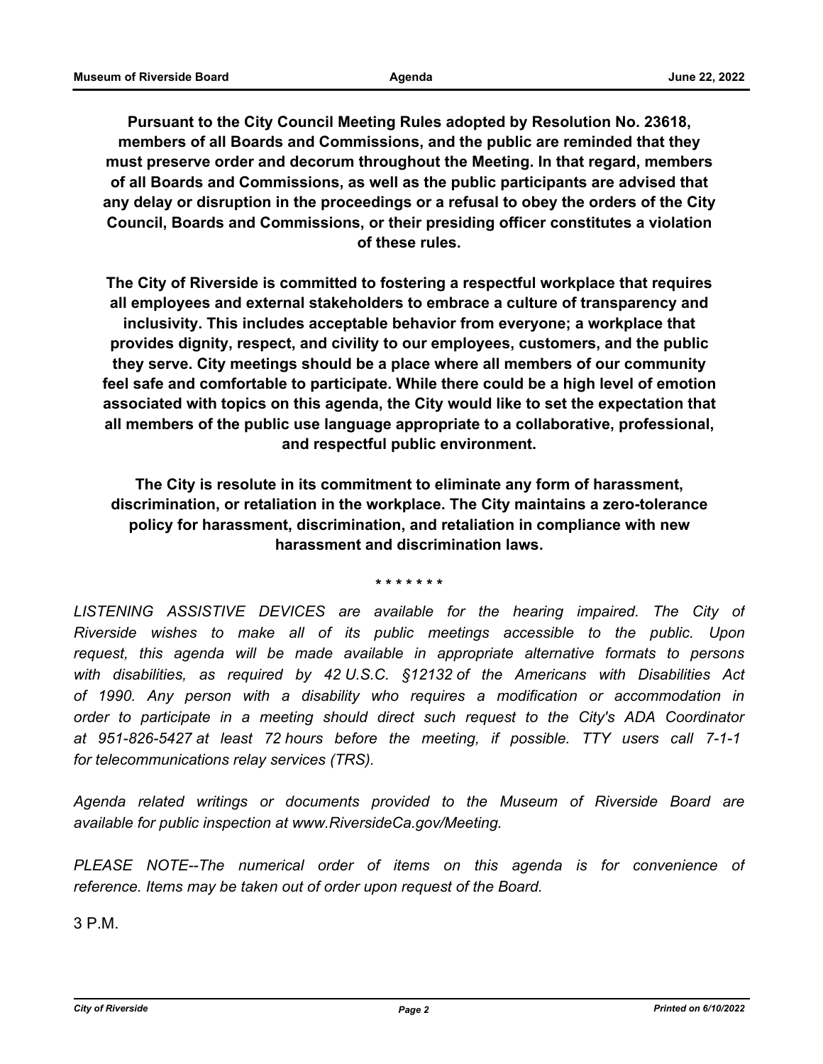**Pursuant to the City Council Meeting Rules adopted by Resolution No. 23618, members of all Boards and Commissions, and the public are reminded that they must preserve order and decorum throughout the Meeting. In that regard, members of all Boards and Commissions, as well as the public participants are advised that any delay or disruption in the proceedings or a refusal to obey the orders of the City Council, Boards and Commissions, or their presiding officer constitutes a violation of these rules.**

**The City of Riverside is committed to fostering a respectful workplace that requires all employees and external stakeholders to embrace a culture of transparency and inclusivity. This includes acceptable behavior from everyone; a workplace that provides dignity, respect, and civility to our employees, customers, and the public they serve. City meetings should be a place where all members of our community feel safe and comfortable to participate. While there could be a high level of emotion associated with topics on this agenda, the City would like to set the expectation that all members of the public use language appropriate to a collaborative, professional, and respectful public environment.**

**The City is resolute in its commitment to eliminate any form of harassment, discrimination, or retaliation in the workplace. The City maintains a zero-tolerance policy for harassment, discrimination, and retaliation in compliance with new harassment and discrimination laws.**

\* \* \* \* \* \* \*

*LISTENING ASSISTIVE DEVICES are available for the hearing impaired. The City of Riverside wishes to make all of its public meetings accessible to the public. Upon request, this agenda will be made available in appropriate alternative formats to persons with disabilities, as required by 42 U.S.C. §12132 of the Americans with Disabilities Act of 1990. Any person with a disability who requires a modification or accommodation in order to participate in a meeting should direct such request to the City's ADA Coordinator at 951-826-5427 at least 72 hours before the meeting, if possible. TTY users call 7-1-1 for telecommunications relay services (TRS).*

*Agenda related writings or documents provided to the Museum of Riverside Board are available for public inspection at www.RiversideCa.gov/Meeting.*

*PLEASE NOTE--The numerical order of items on this agenda is for convenience of reference. Items may be taken out of order upon request of the Board.*

3 P.M.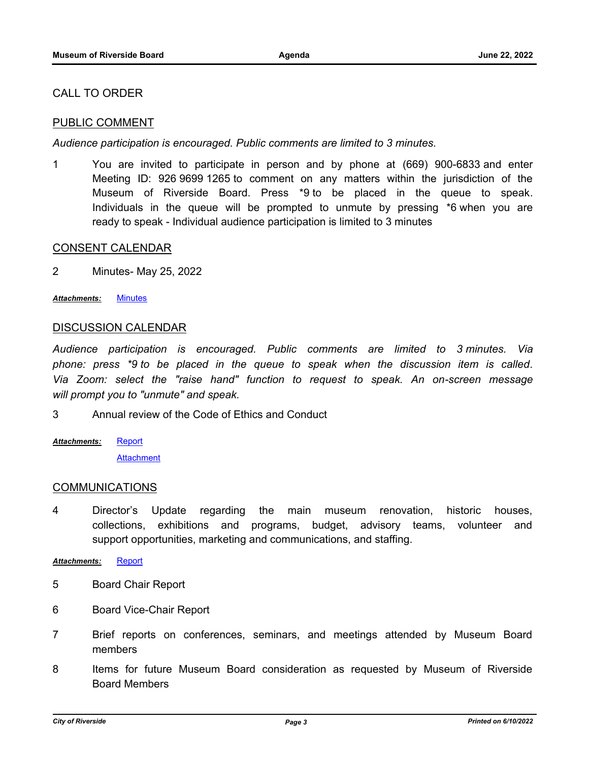## CALL TO ORDER

## PUBLIC COMMENT

*Audience participation is encouraged. Public comments are limited to 3 minutes.*

1 You are invited to participate in person and by phone at (669) 900-6833 and enter Meeting ID: 926 9699 1265 to comment on any matters within the jurisdiction of the Museum of Riverside Board. Press *9 to be placed in the queue to speak. Individuals in the queue will be prompted to unmute by pressing *6 when you are ready to speak - Individual audience participation is limited to 3 minutes

## CONSENT CALENDAR

2 Minutes- May 25, 2022

***Attachments:*** Minutes

## DISCUSSION CALENDAR

*Audience participation is encouraged. Public comments are limited to 3 minutes. Via phone: press *9 to be placed in the queue to speak when the discussion item is called. Via Zoom: select the "raise hand" function to request to speak. An on-screen message will prompt you to "unmute" and speak.*

3 Annual review of the Code of Ethics and Conduct

***Attachments:*** Report

Attachment

## COMMUNICATIONS

4 Director's Update regarding the main museum renovation, historic houses, collections, exhibitions and programs, budget, advisory teams, volunteer and support opportunities, marketing and communications, and staffing.

***Attachments:*** Report

5 Board Chair Report

6 Board Vice-Chair Report

7 Brief reports on conferences, seminars, and meetings attended by Museum Board members

8 Items for future Museum Board consideration as requested by Museum of Riverside Board Members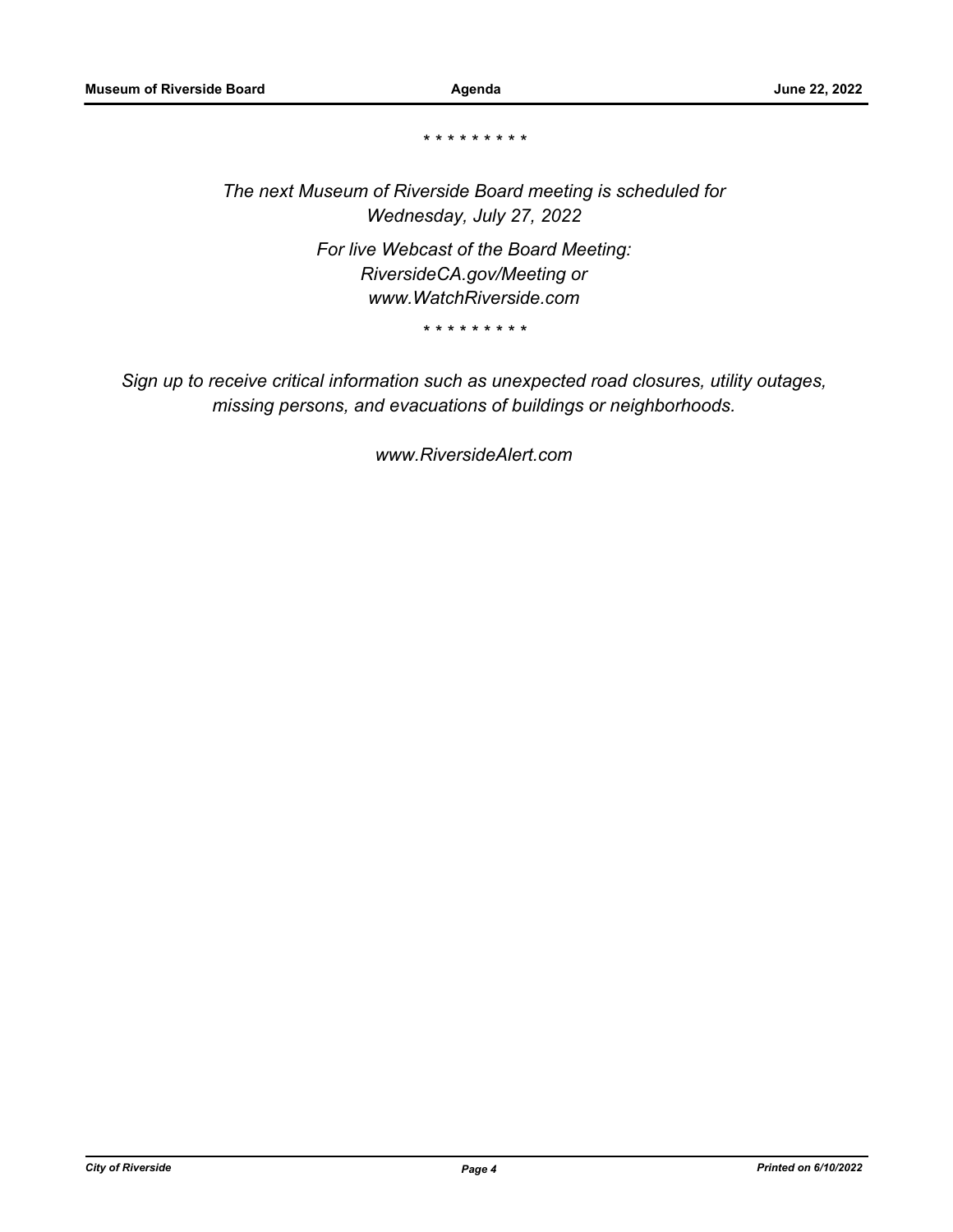\* \* \* \* \* \* \* \* \*

*The next Museum of Riverside Board meeting is scheduled for Wednesday, July 27, 2022*

*For live Webcast of the Board Meeting: RiversideCA.gov/Meeting or www.WatchRiverside.com*

\* \* \* \* \* \* \* \* \*

*Sign up to receive critical information such as unexpected road closures, utility outages, missing persons, and evacuations of buildings or neighborhoods.*

*www.RiversideAlert.com*